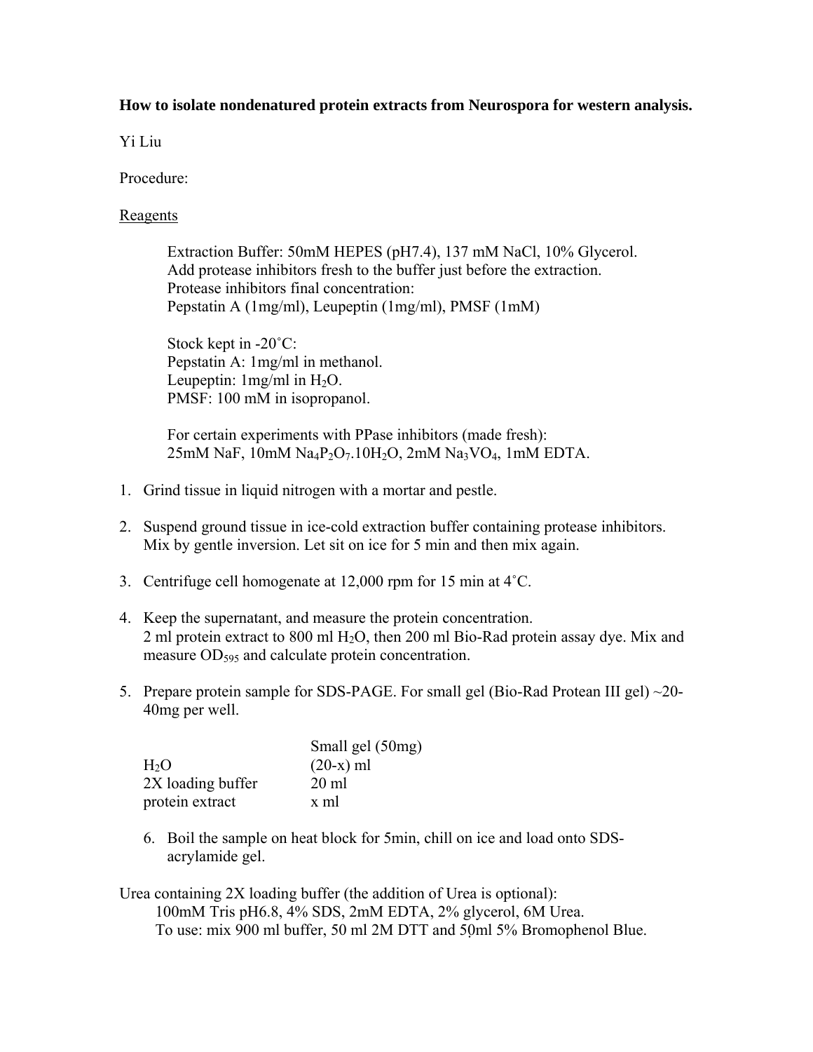**How to isolate nondenatured protein extracts from Neurospora for western analysis.**

Yi Liu

Procedure:

<u>Reagents</u>

Extraction Buffer: 50mM HEPES (pH7.4), 137 mM NaCl, 10% Glycerol.
Add protease inhibitors fresh to the buffer just before the extraction.
Protease inhibitors final concentration:
Pepstatin A (1mg/ml), Leupeptin (1mg/ml), PMSF (1mM)

Stock kept in -20˚C:
Pepstatin A: 1mg/ml in methanol.
Leupeptin: 1mg/ml in $H_2O$.
PMSF: 100 mM in isopropanol.

For certain experiments with PPase inhibitors (made fresh):
25mM NaF, 10mM $Na_4P_2O_7.10H_2O$, 2mM $Na_3VO_4$, 1mM EDTA.

1. Grind tissue in liquid nitrogen with a mortar and pestle.

2. Suspend ground tissue in ice-cold extraction buffer containing protease inhibitors. Mix by gentle inversion. Let sit on ice for 5 min and then mix again.

3. Centrifuge cell homogenate at 12,000 rpm for 15 min at 4˚C.

4. Keep the supernatant, and measure the protein concentration.
   2 ml protein extract to 800 ml $H_2O$, then 200 ml Bio-Rad protein assay dye. Mix and measure $OD_{595}$ and calculate protein concentration.

5. Prepare protein sample for SDS-PAGE. For small gel (Bio-Rad Protean III gel) ~20-40mg per well.

| | Small gel (50mg) |
|---|---|
| $H_2O$ | (20-x) ml |
| 2X loading buffer | 20 ml |
| protein extract | x ml |

6. Boil the sample on heat block for 5min, chill on ice and load onto SDS-acrylamide gel.

Urea containing 2X loading buffer (the addition of Urea is optional):
100mM Tris pH6.8, 4% SDS, 2mM EDTA, 2% glycerol, 6M Urea.
To use: mix 900 ml buffer, 50 ml 2M DTT and 50ml 5% Bromophenol Blue.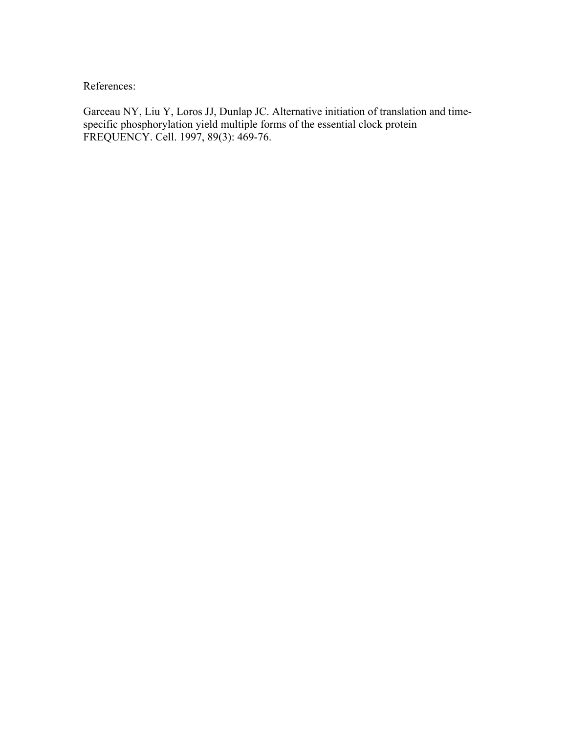References:

Garceau NY, Liu Y, Loros JJ, Dunlap JC. Alternative initiation of translation and time-specific phosphorylation yield multiple forms of the essential clock protein FREQUENCY. Cell. 1997, 89(3): 469-76.